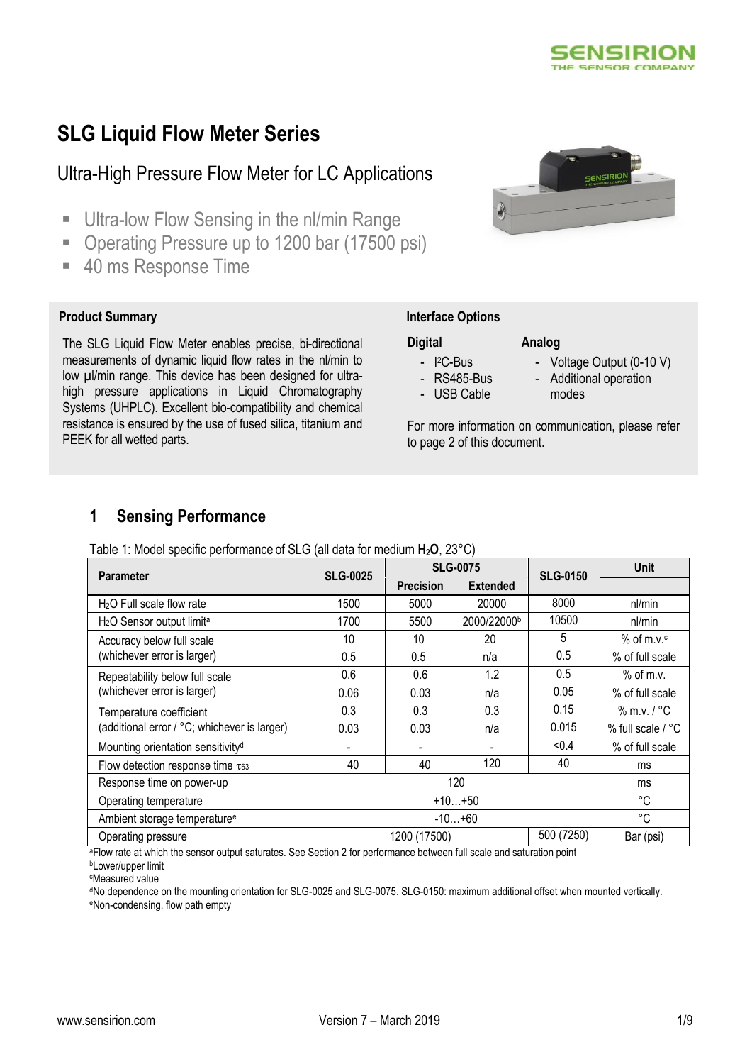# SLG Liquid Flow Meter Series

## Ultra-High Pressure Flow Meter for LC Applications

- Ultra-low Flow Sensing in the nl/min Range
- Operating Pressure up to 1200 bar (17500 psi)
- 40 ms Response Time

**Product Summary**

The SLG Liquid Flow Meter enables precise, bi-directional measurements of dynamic liquid flow rates in the nl/min to low µl/min range. This device has been designed for ultra-high pressure applications in Liquid Chromatography Systems (UHPLC). Excellent bio-compatibility and chemical resistance is ensured by the use of fused silica, titanium and PEEK for all wetted parts.

**Interface Options**

**Digital**

- $I^2C$-Bus
- RS485-Bus
- USB Cable

**Analog**

- Voltage Output (0-10 V)
- Additional operation modes

For more information on communication, please refer to page 2 of this document.

## 1 Sensing Performance

Table 1: Model specific performance of SLG (all data for medium **$H_2O$**, 23°C)

| Parameter | SLG-0025 | SLG-0075 | | SLG-0150 | Unit |
|---|---|---|---|---|---|
| | | Precision | Extended | | |
| $H_2O$ Full scale flow rate | 1500 | 5000 | 20000 | 8000 | nl/min |
| $H_2O$ Sensor output limit[a] | 1700 | 5500 | 2000/22000[b] | 10500 | nl/min |
| Accuracy below full scale (whichever error is larger) | 10 | 10 | 20 | 5 | % of m.v.[c] |
| | 0.5 | 0.5 | n/a | 0.5 | % of full scale |
| Repeatability below full scale (whichever error is larger) | 0.6 | 0.6 | 1.2 | 0.5 | % of m.v. |
| | 0.06 | 0.03 | n/a | 0.05 | % of full scale |
| Temperature coefficient (additional error / °C; whichever is larger) | 0.3 | 0.3 | 0.3 | 0.15 | % m.v. / °C |
| | 0.03 | 0.03 | n/a | 0.015 | % full scale / °C |
| Mounting orientation sensitivity[d] | - | - | - | <0.4 | % of full scale |
| Flow detection response time $\tau_{63}$ | 40 | 40 | 120 | 40 | ms |
| Response time on power-up | 120 | | | | ms |
| Operating temperature | +10…+50 | | | | °C |
| Ambient storage temperature[e] | -10…+60 | | | | °C |
| Operating pressure | 1200 (17500) | | | 500 (7250) | Bar (psi) |

[a]Flow rate at which the sensor output saturates. See Section 2 for performance between full scale and saturation point
[b]Lower/upper limit
[c]Measured value
[d]No dependence on the mounting orientation for SLG-0025 and SLG-0075. SLG-0150: maximum additional offset when mounted vertically.
[e]Non-condensing, flow path empty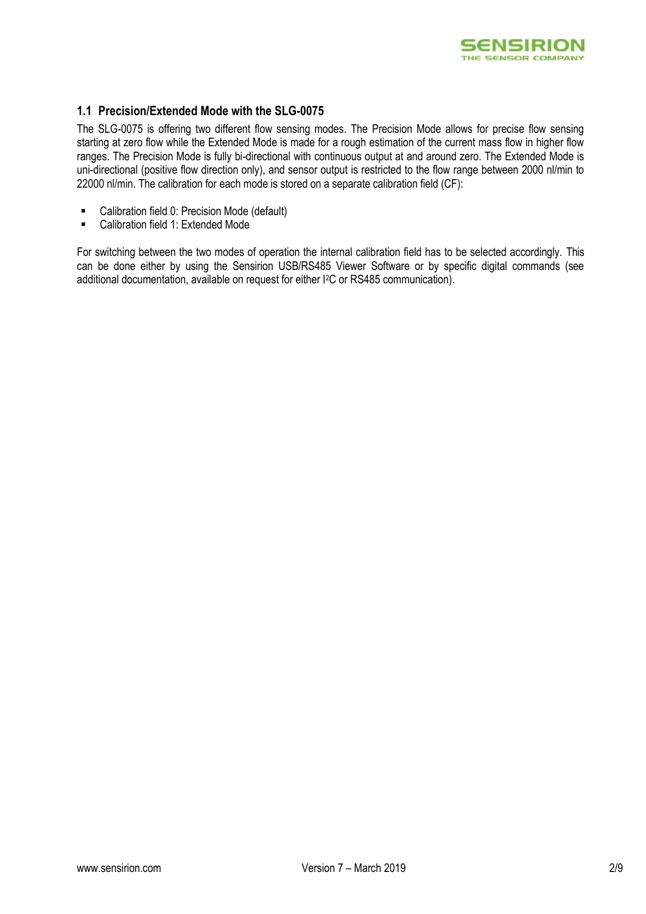## 1.1 Precision/Extended Mode with the SLG-0075

The SLG-0075 is offering two different flow sensing modes. The Precision Mode allows for precise flow sensing starting at zero flow while the Extended Mode is made for a rough estimation of the current mass flow in higher flow ranges. The Precision Mode is fully bi-directional with continuous output at and around zero. The Extended Mode is uni-directional (positive flow direction only), and sensor output is restricted to the flow range between 2000 nl/min to 22000 nl/min. The calibration for each mode is stored on a separate calibration field (CF):

- Calibration field 0: Precision Mode (default)
- Calibration field 1: Extended Mode

For switching between the two modes of operation the internal calibration field has to be selected accordingly. This can be done either by using the Sensirion USB/RS485 Viewer Software or by specific digital commands (see additional documentation, available on request for either I²C or RS485 communication).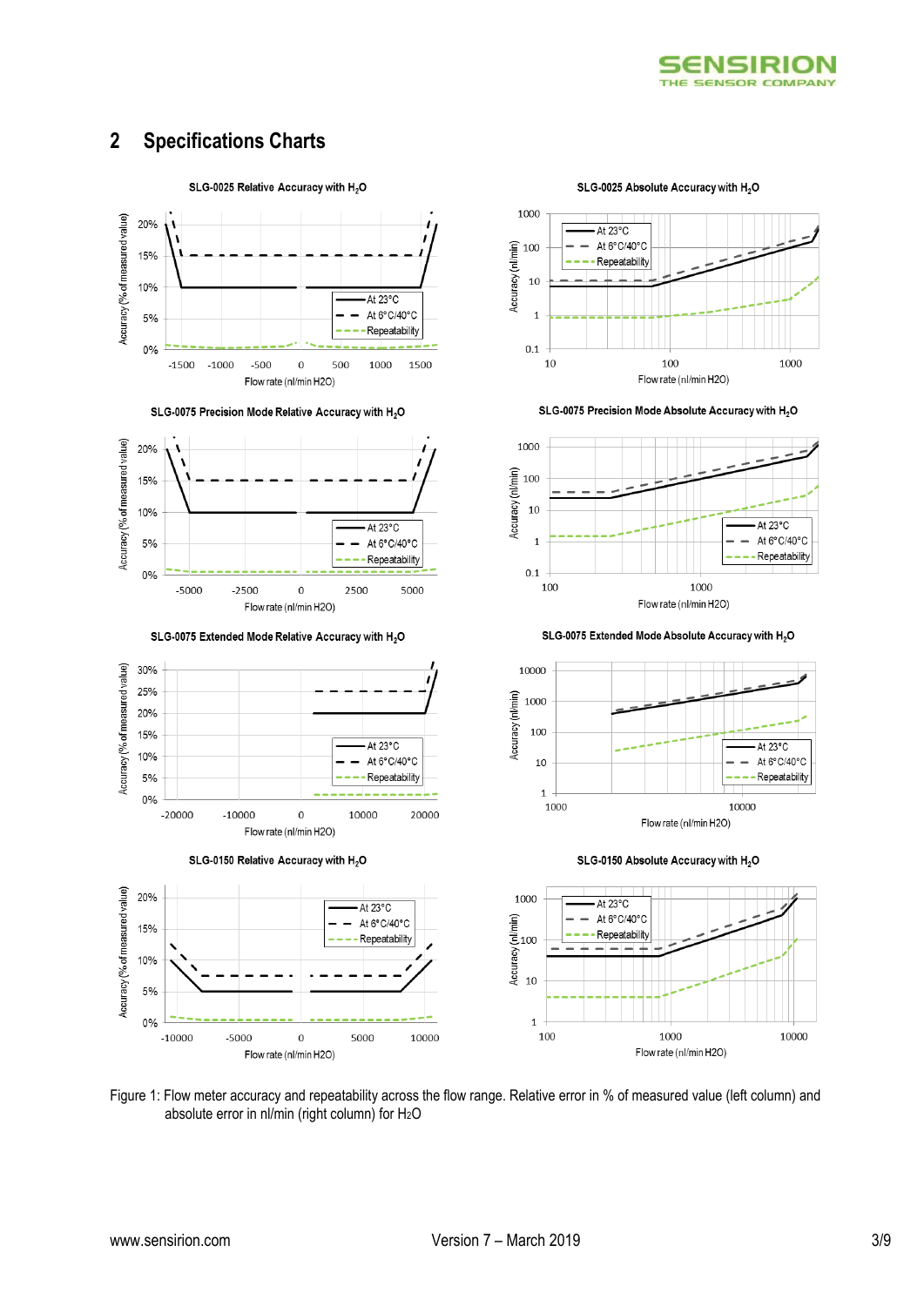## 2 Specifications Charts

SLG-0025 Relative Accuracy with $H_2O$

SLG-0025 Absolute Accuracy with $H_2O$

SLG-0075 Precision Mode Relative Accuracy with $H_2O$

SLG-0075 Precision Mode Absolute Accuracy with $H_2O$

SLG-0075 Extended Mode Relative Accuracy with $H_2O$

SLG-0075 Extended Mode Absolute Accuracy with $H_2O$

SLG-0150 Relative Accuracy with $H_2O$

SLG-0150 Absolute Accuracy with $H_2O$

Figure 1: Flow meter accuracy and repeatability across the flow range. Relative error in % of measured value (left column) and absolute error in nl/min (right column) for $H_2O$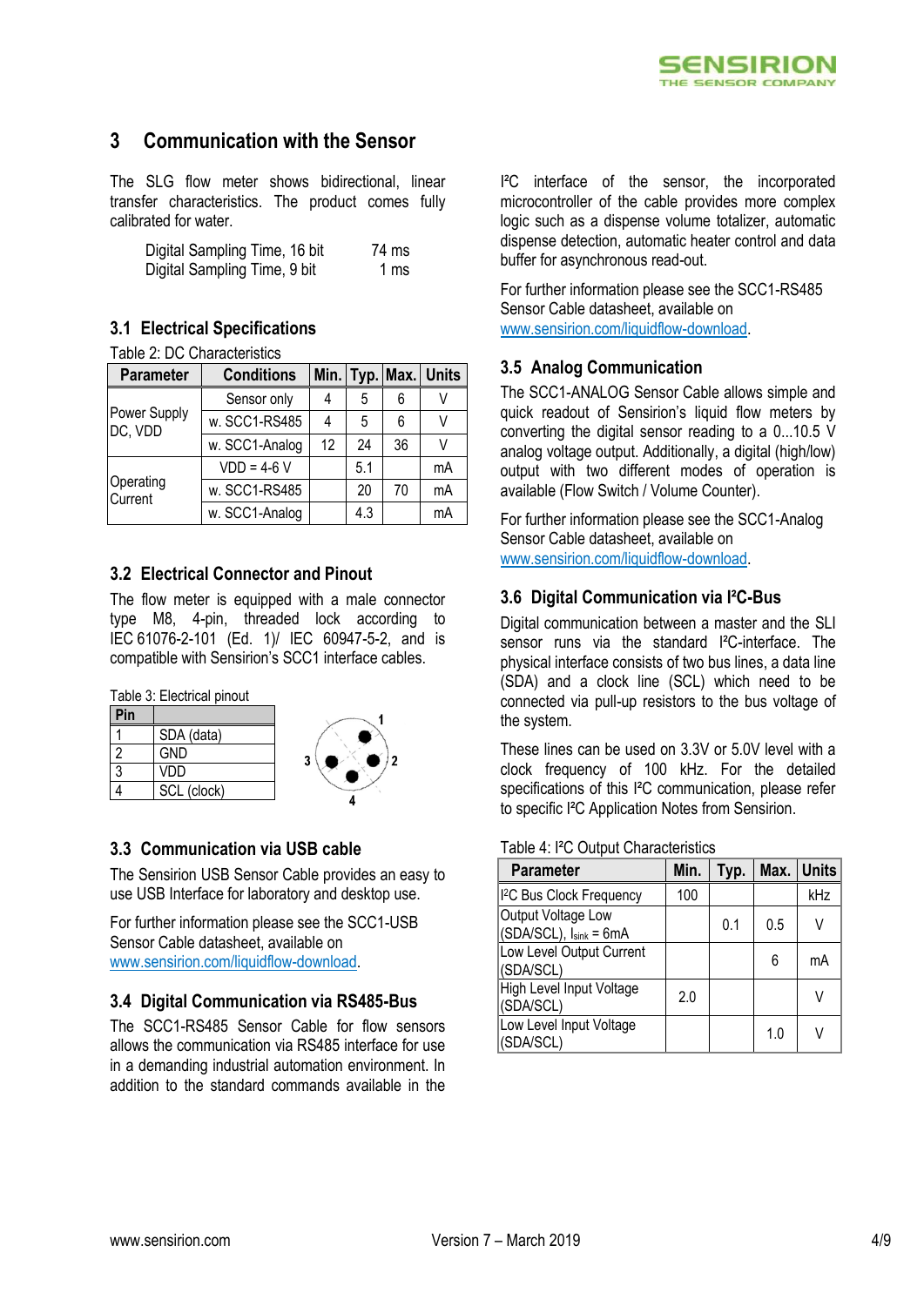# 3 Communication with the Sensor

The SLG flow meter shows bidirectional, linear transfer characteristics. The product comes fully calibrated for water.

| | |
|---|---|
| Digital Sampling Time, 16 bit | 74 ms |
| Digital Sampling Time, 9 bit | 1 ms |

## 3.1 Electrical Specifications

Table 2: DC Characteristics

| Parameter | Conditions | Min. | Typ. | Max. | Units |
|---|---|---|---|---|---|
| Power Supply DC, VDD | Sensor only | 4 | 5 | 6 | V |
| | w. SCC1-RS485 | 4 | 5 | 6 | V |
| | w. SCC1-Analog | 12 | 24 | 36 | V |
| Operating Current | VDD = 4-6 V | | 5.1 | | mA |
| | w. SCC1-RS485 | | 20 | 70 | mA |
| | w. SCC1-Analog | | 4.3 | | mA |

## 3.2 Electrical Connector and Pinout

The flow meter is equipped with a male connector type M8, 4-pin, threaded lock according to IEC 61076-2-101 (Ed. 1)/ IEC 60947-5-2, and is compatible with Sensirion's SCC1 interface cables.

Table 3: Electrical pinout

| Pin | |
|---|---|
| 1 | SDA (data) |
| 2 | GND |
| 3 | VDD |
| 4 | SCL (clock) |

## 3.3 Communication via USB cable

The Sensirion USB Sensor Cable provides an easy to use USB Interface for laboratory and desktop use.

For further information please see the SCC1-USB Sensor Cable datasheet, available on www.sensirion.com/liquidflow-download.

## 3.4 Digital Communication via RS485-Bus

The SCC1-RS485 Sensor Cable for flow sensors allows the communication via RS485 interface for use in a demanding industrial automation environment. In addition to the standard commands available in the I²C interface of the sensor, the incorporated microcontroller of the cable provides more complex logic such as a dispense volume totalizer, automatic dispense detection, automatic heater control and data buffer for asynchronous read-out.

For further information please see the SCC1-RS485 Sensor Cable datasheet, available on www.sensirion.com/liquidflow-download.

## 3.5 Analog Communication

The SCC1-ANALOG Sensor Cable allows simple and quick readout of Sensirion's liquid flow meters by converting the digital sensor reading to a 0...10.5 V analog voltage output. Additionally, a digital (high/low) output with two different modes of operation is available (Flow Switch / Volume Counter).

For further information please see the SCC1-Analog Sensor Cable datasheet, available on www.sensirion.com/liquidflow-download.

## 3.6 Digital Communication via I²C-Bus

Digital communication between a master and the SLI sensor runs via the standard I²C-interface. The physical interface consists of two bus lines, a data line (SDA) and a clock line (SCL) which need to be connected via pull-up resistors to the bus voltage of the system.

These lines can be used on 3.3V or 5.0V level with a clock frequency of 100 kHz. For the detailed specifications of this I²C communication, please refer to specific I²C Application Notes from Sensirion.

Table 4: I²C Output Characteristics

| Parameter | Min. | Typ. | Max. | Units |
|---|---|---|---|---|
| I²C Bus Clock Frequency | 100 | | | kHz |
| Output Voltage Low (SDA/SCL), $I_{sink}$ = 6mA | | 0.1 | 0.5 | V |
| Low Level Output Current (SDA/SCL) | | | 6 | mA |
| High Level Input Voltage (SDA/SCL) | 2.0 | | | V |
| Low Level Input Voltage (SDA/SCL) | | | 1.0 | V |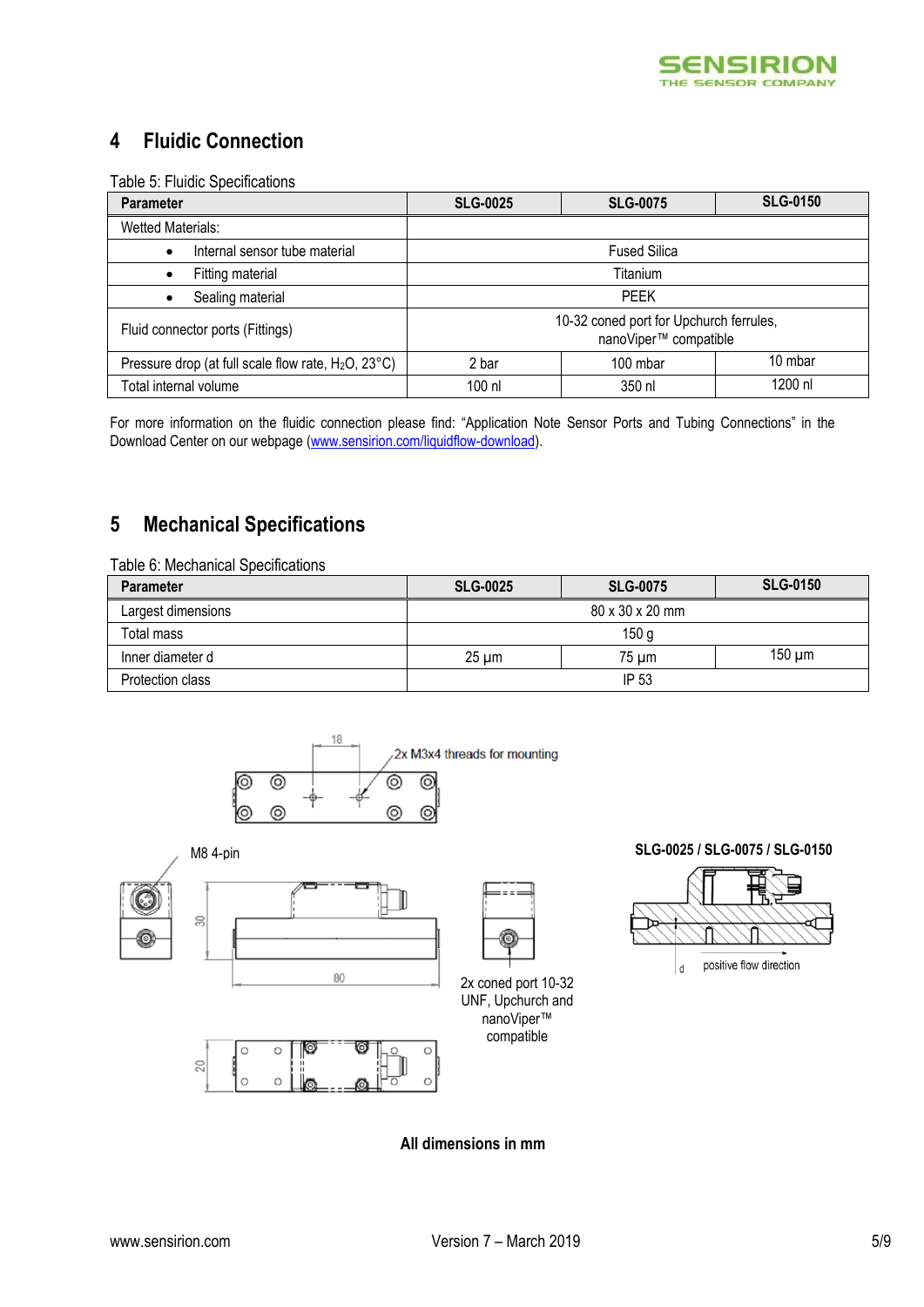# 4 Fluidic Connection

Table 5: Fluidic Specifications

| Parameter | SLG-0025 | SLG-0075 | SLG-0150 |
|---|---|---|---|
| Wetted Materials: | | | |
| • Internal sensor tube material | Fused Silica | | |
| • Fitting material | Titanium | | |
| • Sealing material | PEEK | | |
| Fluid connector ports (Fittings) | 10-32 coned port for Upchurch ferrules, nanoViper™ compatible | | |
| Pressure drop (at full scale flow rate, $H_2O$, 23°C) | 2 bar | 100 mbar | 10 mbar |
| Total internal volume | 100 nl | 350 nl | 1200 nl |

For more information on the fluidic connection please find: "Application Note Sensor Ports and Tubing Connections" in the Download Center on our webpage (www.sensirion.com/liquidflow-download).

# 5 Mechanical Specifications

Table 6: Mechanical Specifications

| Parameter | SLG-0025 | SLG-0075 | SLG-0150 |
|---|---|---|---|
| Largest dimensions | 80 x 30 x 20 mm | | |
| Total mass | 150 g | | |
| Inner diameter d | 25 µm | 75 µm | 150 µm |
| Protection class | IP 53 | | |

18

2x M3x4 threads for mounting

M8 4-pin

30

80

2x coned port 10-32 UNF, Upchurch and nanoViper™ compatible

20

SLG-0025 / SLG-0075 / SLG-0150

d

positive flow direction

**All dimensions in mm**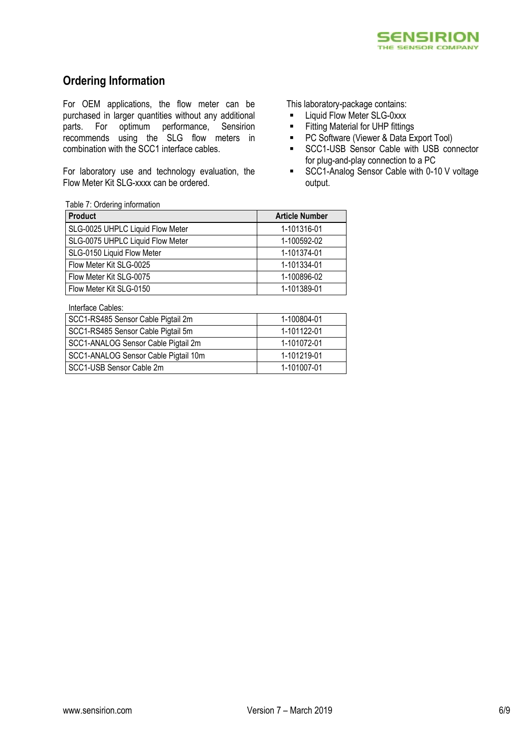## Ordering Information

For OEM applications, the flow meter can be purchased in larger quantities without any additional parts. For optimum performance, Sensirion recommends using the SLG flow meters in combination with the SCC1 interface cables.

For laboratory use and technology evaluation, the Flow Meter Kit SLG-xxxx can be ordered.

This laboratory-package contains:

- Liquid Flow Meter SLG-0xxx
- Fitting Material for UHP fittings
- PC Software (Viewer & Data Export Tool)
- SCC1-USB Sensor Cable with USB connector for plug-and-play connection to a PC
- SCC1-Analog Sensor Cable with 0-10 V voltage output.

Table 7: Ordering information

| Product | Article Number |
| --- | --- |
| SLG-0025 UHPLC Liquid Flow Meter | 1-101316-01 |
| SLG-0075 UHPLC Liquid Flow Meter | 1-100592-02 |
| SLG-0150 Liquid Flow Meter | 1-101374-01 |
| Flow Meter Kit SLG-0025 | 1-101334-01 |
| Flow Meter Kit SLG-0075 | 1-100896-02 |
| Flow Meter Kit SLG-0150 | 1-101389-01 |
| Interface Cables: | |
| SCC1-RS485 Sensor Cable Pigtail 2m | 1-100804-01 |
| SCC1-RS485 Sensor Cable Pigtail 5m | 1-101122-01 |
| SCC1-ANALOG Sensor Cable Pigtail 2m | 1-101072-01 |
| SCC1-ANALOG Sensor Cable Pigtail 10m | 1-101219-01 |
| SCC1-USB Sensor Cable 2m | 1-101007-01 |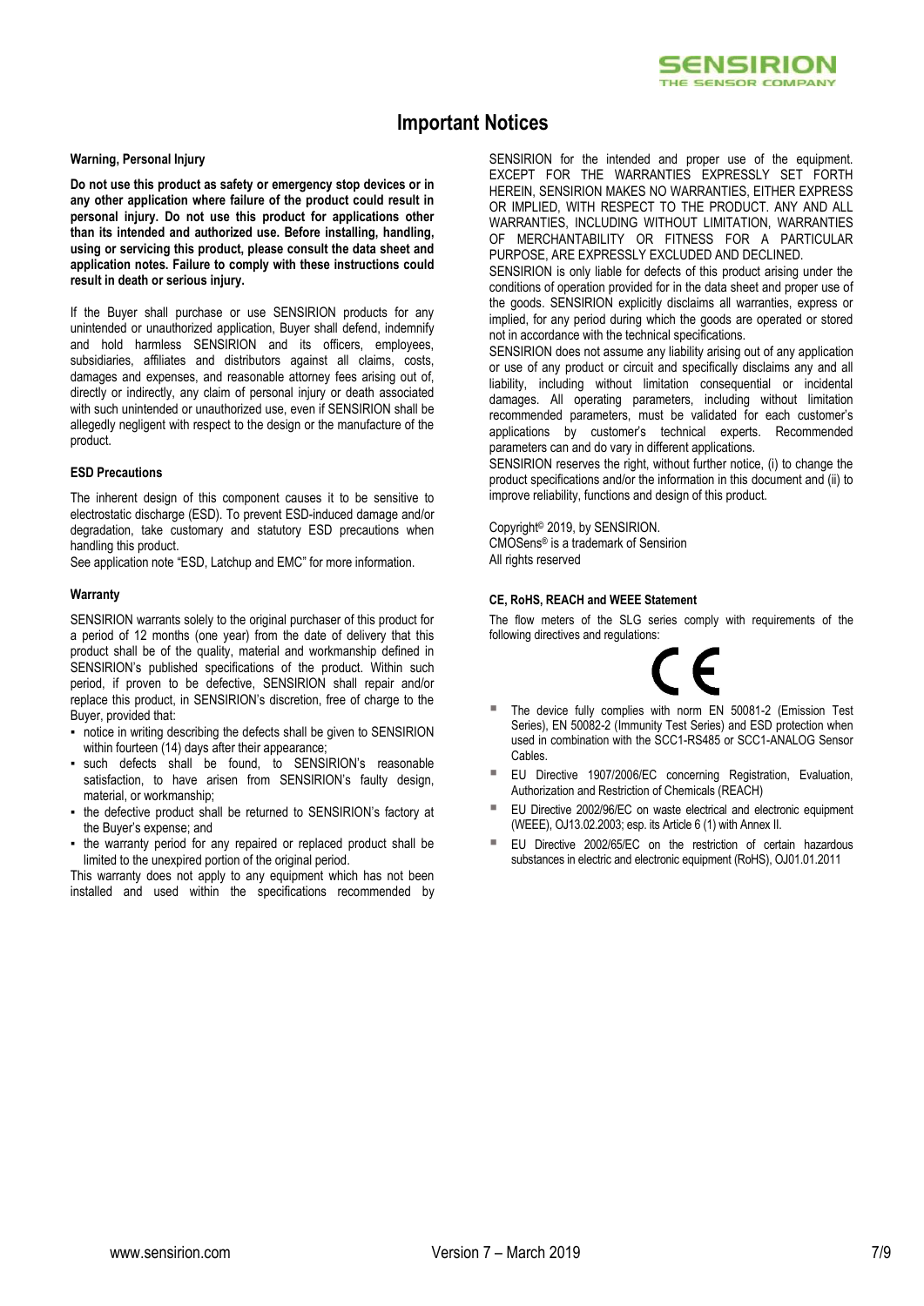# Important Notices

**Warning, Personal Injury**

**Do not use this product as safety or emergency stop devices or in any other application where failure of the product could result in personal injury. Do not use this product for applications other than its intended and authorized use. Before installing, handling, using or servicing this product, please consult the data sheet and application notes. Failure to comply with these instructions could result in death or serious injury.**

If the Buyer shall purchase or use SENSIRION products for any unintended or unauthorized application, Buyer shall defend, indemnify and hold harmless SENSIRION and its officers, employees, subsidiaries, affiliates and distributors against all claims, costs, damages and expenses, and reasonable attorney fees arising out of, directly or indirectly, any claim of personal injury or death associated with such unintended or unauthorized use, even if SENSIRION shall be allegedly negligent with respect to the design or the manufacture of the product.

**ESD Precautions**

The inherent design of this component causes it to be sensitive to electrostatic discharge (ESD). To prevent ESD-induced damage and/or degradation, take customary and statutory ESD precautions when handling this product.

See application note "ESD, Latchup and EMC" for more information.

**Warranty**

SENSIRION warrants solely to the original purchaser of this product for a period of 12 months (one year) from the date of delivery that this product shall be of the quality, material and workmanship defined in SENSIRION's published specifications of the product. Within such period, if proven to be defective, SENSIRION shall repair and/or replace this product, in SENSIRION's discretion, free of charge to the Buyer, provided that:

- notice in writing describing the defects shall be given to SENSIRION within fourteen (14) days after their appearance;
- such defects shall be found, to SENSIRION's reasonable satisfaction, to have arisen from SENSIRION's faulty design, material, or workmanship;
- the defective product shall be returned to SENSIRION's factory at the Buyer's expense; and
- the warranty period for any repaired or replaced product shall be limited to the unexpired portion of the original period.

This warranty does not apply to any equipment which has not been installed and used within the specifications recommended by SENSIRION for the intended and proper use of the equipment. EXCEPT FOR THE WARRANTIES EXPRESSLY SET FORTH HEREIN, SENSIRION MAKES NO WARRANTIES, EITHER EXPRESS OR IMPLIED, WITH RESPECT TO THE PRODUCT. ANY AND ALL WARRANTIES, INCLUDING WITHOUT LIMITATION, WARRANTIES OF MERCHANTABILITY OR FITNESS FOR A PARTICULAR PURPOSE, ARE EXPRESSLY EXCLUDED AND DECLINED.

SENSIRION is only liable for defects of this product arising under the conditions of operation provided for in the data sheet and proper use of the goods. SENSIRION explicitly disclaims all warranties, express or implied, for any period during which the goods are operated or stored not in accordance with the technical specifications.

SENSIRION does not assume any liability arising out of any application or use of any product or circuit and specifically disclaims any and all liability, including without limitation consequential or incidental damages. All operating parameters, including without limitation recommended parameters, must be validated for each customer's applications by customer's technical experts. Recommended parameters can and do vary in different applications.

SENSIRION reserves the right, without further notice, (i) to change the product specifications and/or the information in this document and (ii) to improve reliability, functions and design of this product.

Copyright© 2019, by SENSIRION.
CMOSens® is a trademark of Sensirion
All rights reserved

**CE, RoHS, REACH and WEEE Statement**

The flow meters of the SLG series comply with requirements of the following directives and regulations:

CE

- The device fully complies with norm EN 50081-2 (Emission Test Series), EN 50082-2 (Immunity Test Series) and ESD protection when used in combination with the SCC1-RS485 or SCC1-ANALOG Sensor Cables.
- EU Directive 1907/2006/EC concerning Registration, Evaluation, Authorization and Restriction of Chemicals (REACH)
- EU Directive 2002/96/EC on waste electrical and electronic equipment (WEEE), OJ13.02.2003; esp. its Article 6 (1) with Annex II.
- EU Directive 2002/65/EC on the restriction of certain hazardous substances in electric and electronic equipment (RoHS), OJ01.01.2011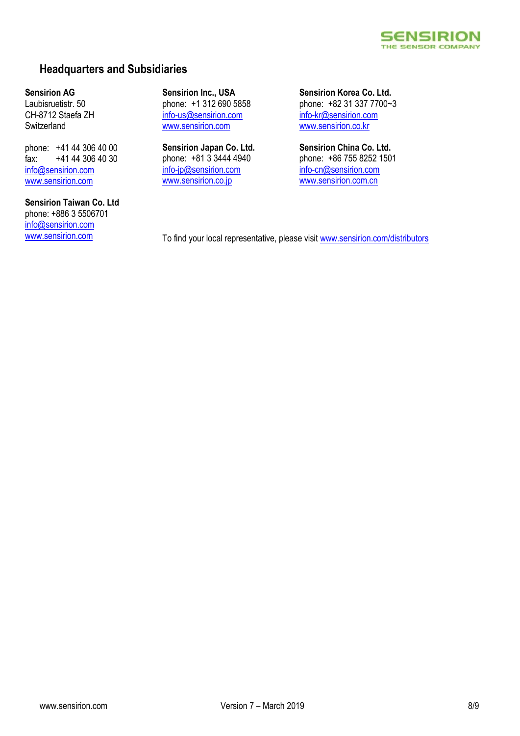## Headquarters and Subsidiaries

**Sensirion AG**
Laubisruetistr. 50
CH-8712 Staefa ZH
Switzerland

phone: +41 44 306 40 00
fax: +41 44 306 40 30
info@sensirion.com
www.sensirion.com

**Sensirion Taiwan Co. Ltd**
phone: +886 3 5506701
info@sensirion.com
www.sensirion.com

**Sensirion Inc., USA**
phone: +1 312 690 5858
info-us@sensirion.com
www.sensirion.com

**Sensirion Japan Co. Ltd.**
phone: +81 3 3444 4940
info-jp@sensirion.com
www.sensirion.co.jp

**Sensirion Korea Co. Ltd.**
phone: +82 31 337 7700~3
info-kr@sensirion.com
www.sensirion.co.kr

**Sensirion China Co. Ltd.**
phone: +86 755 8252 1501
info-cn@sensirion.com
www.sensirion.com.cn

To find your local representative, please visit www.sensirion.com/distributors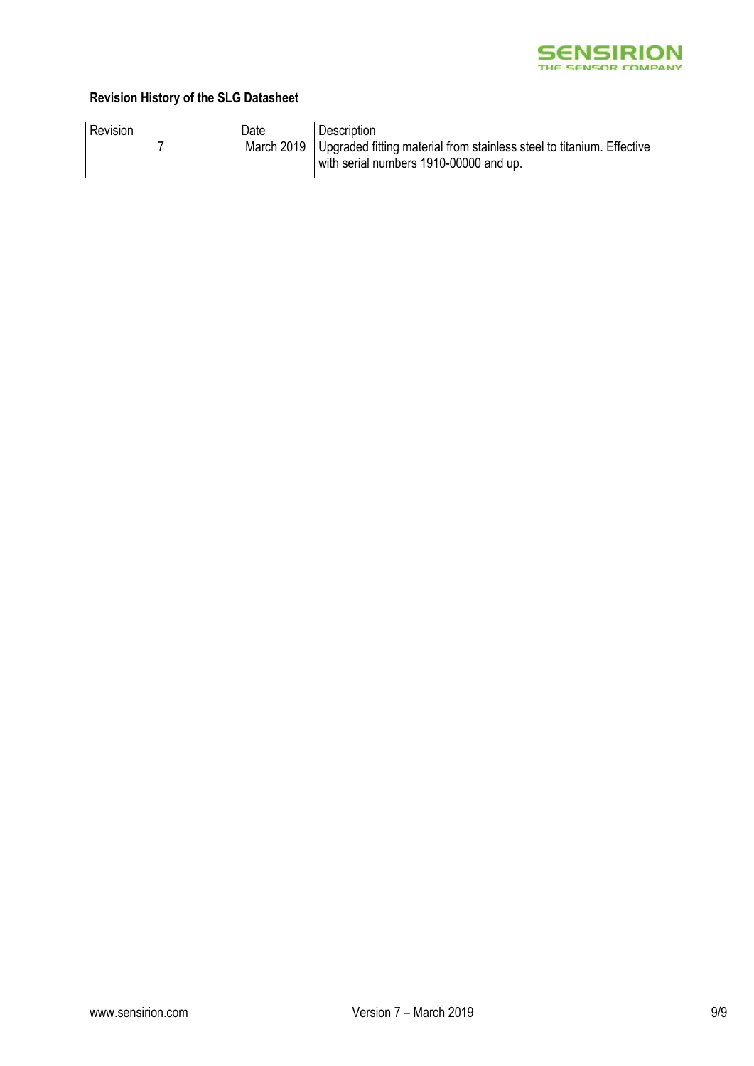**Revision History of the SLG Datasheet**

| Revision | Date | Description |
|---|---|---|
| 7 | March 2019 | Upgraded fitting material from stainless steel to titanium. Effective with serial numbers 1910-00000 and up. |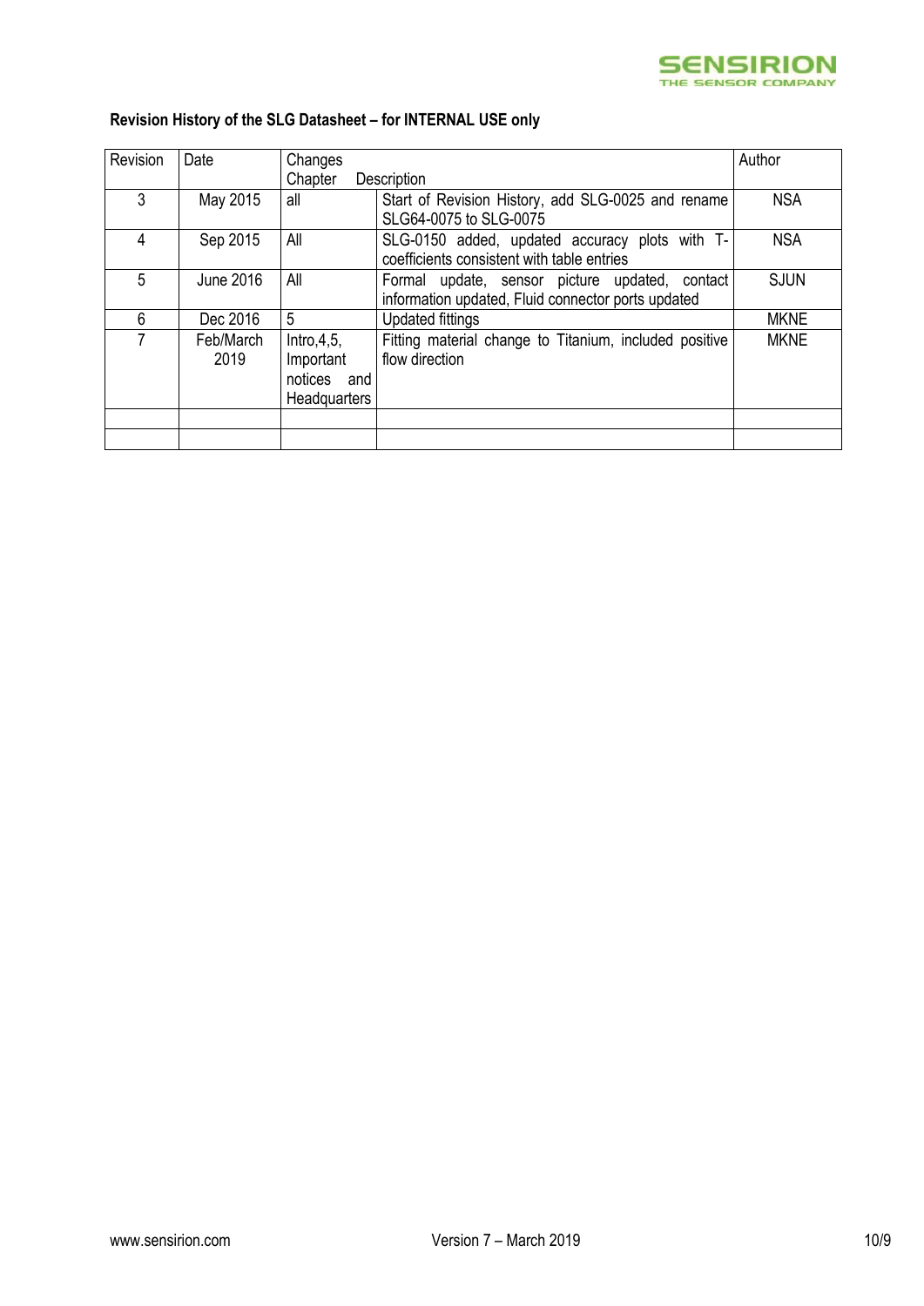**Revision History of the SLG Datasheet – for INTERNAL USE only**

| Revision | Date | Changes Chapter | Description | Author |
|---|---|---|---|---|
| 3 | May 2015 | all | Start of Revision History, add SLG-0025 and rename SLG64-0075 to SLG-0075 | NSA |
| 4 | Sep 2015 | All | SLG-0150 added, updated accuracy plots with T-coefficients consistent with table entries | NSA |
| 5 | June 2016 | All | Formal update, sensor picture updated, contact information updated, Fluid connector ports updated | SJUN |
| 6 | Dec 2016 | 5 | Updated fittings | MKNE |
| 7 | Feb/March 2019 | Intro,4,5, Important notices and Headquarters | Fitting material change to Titanium, included positive flow direction | MKNE |
| | | | | |
| | | | | |